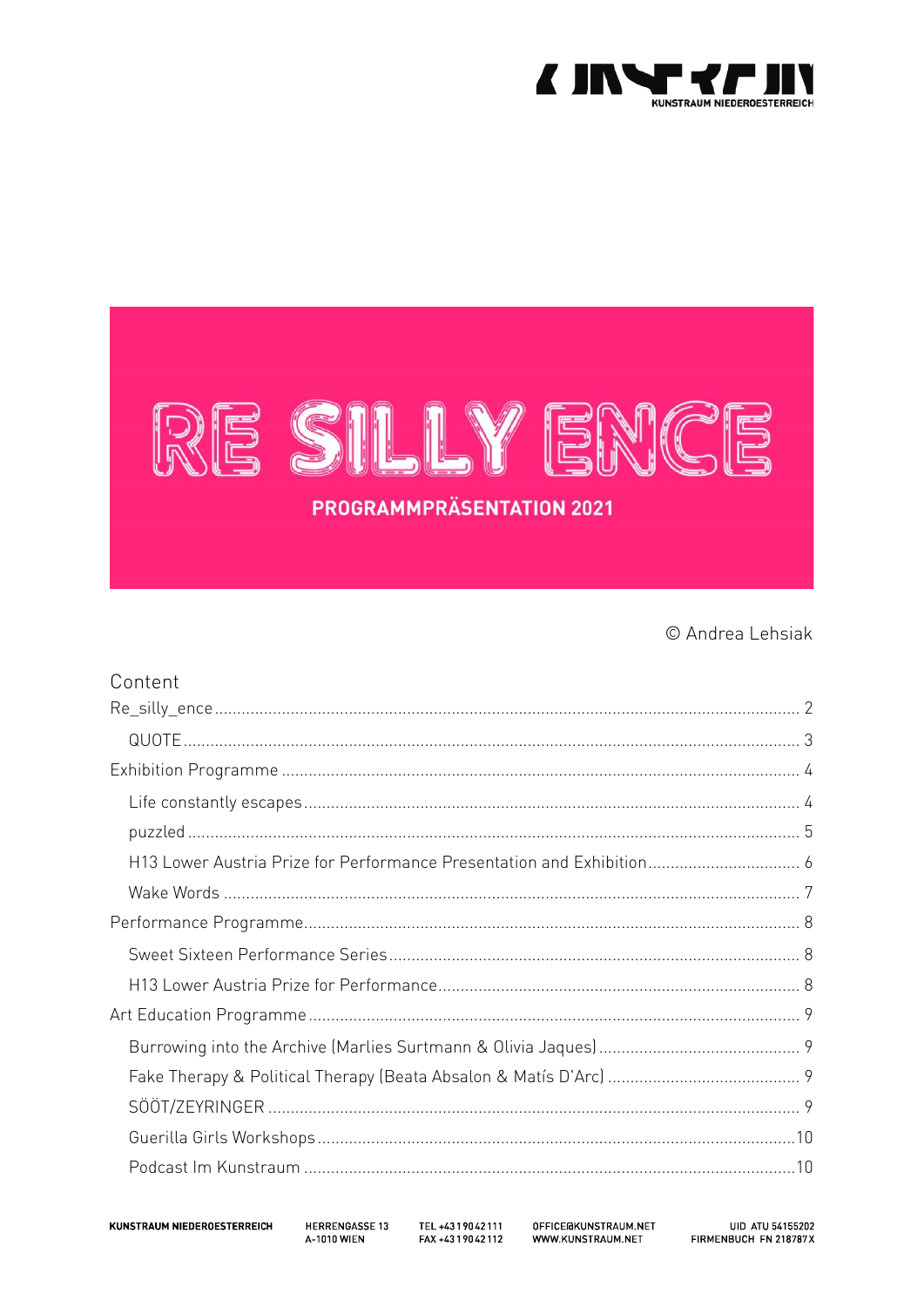# RE SILLY ENCE

**PROGRAMMPRÄSENTATION 2021**

© Andrea Lehsiak

## Content

- Re_silly_ence ........ 2
  - QUOTE ........ 3
- Exhibition Programme ........ 4
  - Life constantly escapes ........ 4
  - puzzled ........ 5
  - H13 Lower Austria Prize for Performance Presentation and Exhibition ........ 6
  - Wake Words ........ 7
- Performance Programme ........ 8
  - Sweet Sixteen Performance Series ........ 8
  - H13 Lower Austria Prize for Performance ........ 8
- Art Education Programme ........ 9
  - Burrowing into the Archive (Marlies Surtmann & Olivia Jaques) ........ 9
  - Fake Therapy & Political Therapy (Beata Absalon & Matís D'Arc) ........ 9
  - SÖÖT/ZEYRINGER ........ 9
  - Guerilla Girls Workshops ........ 10
  - Podcast Im Kunstraum ........ 10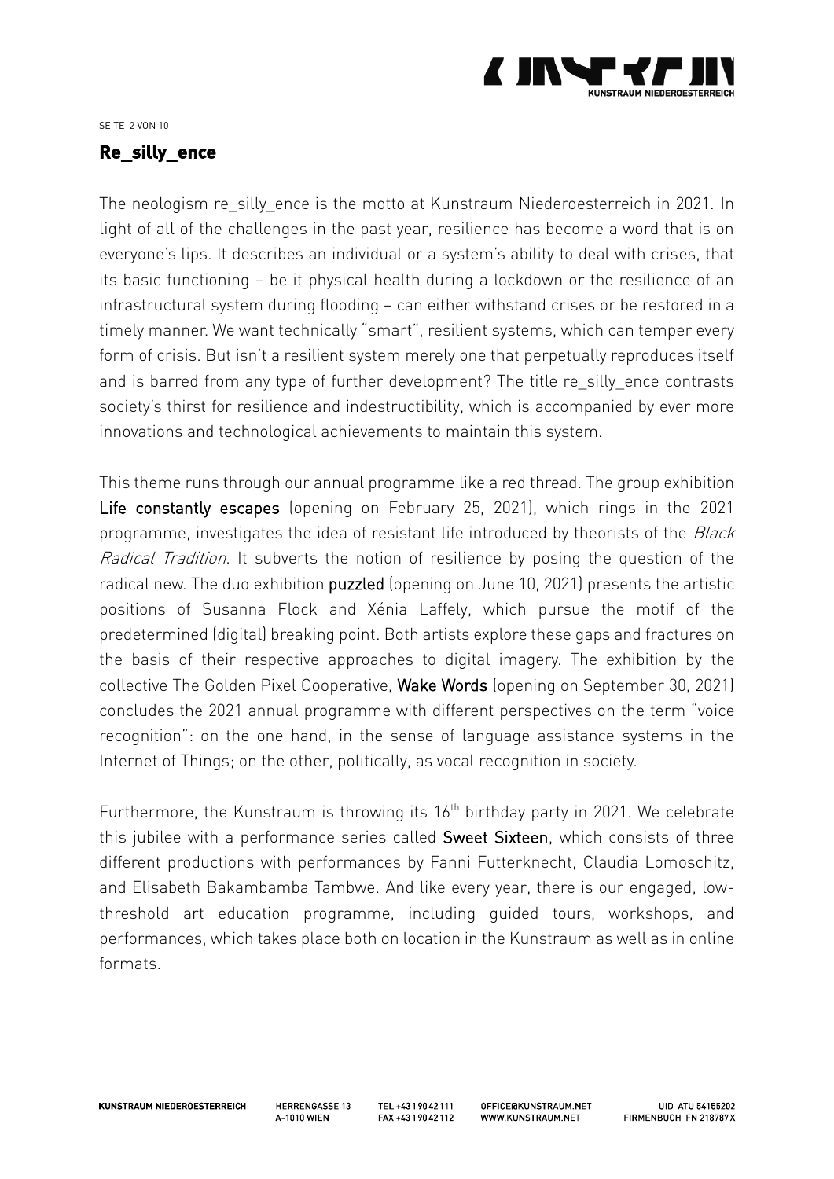## Re_silly_ence

The neologism re_silly_ence is the motto at Kunstraum Niederoesterreich in 2021. In light of all of the challenges in the past year, resilience has become a word that is on everyone's lips. It describes an individual or a system's ability to deal with crises, that its basic functioning – be it physical health during a lockdown or the resilience of an infrastructural system during flooding – can either withstand crises or be restored in a timely manner. We want technically "smart", resilient systems, which can temper every form of crisis. But isn't a resilient system merely one that perpetually reproduces itself and is barred from any type of further development? The title re_silly_ence contrasts society's thirst for resilience and indestructibility, which is accompanied by ever more innovations and technological achievements to maintain this system.

This theme runs through our annual programme like a red thread. The group exhibition **Life constantly escapes** (opening on February 25, 2021), which rings in the 2021 programme, investigates the idea of resistant life introduced by theorists of the *Black Radical Tradition*. It subverts the notion of resilience by posing the question of the radical new. The duo exhibition **puzzled** (opening on June 10, 2021) presents the artistic positions of Susanna Flock and Xénia Laffely, which pursue the motif of the predetermined (digital) breaking point. Both artists explore these gaps and fractures on the basis of their respective approaches to digital imagery. The exhibition by the collective The Golden Pixel Cooperative, **Wake Words** (opening on September 30, 2021) concludes the 2021 annual programme with different perspectives on the term "voice recognition": on the one hand, in the sense of language assistance systems in the Internet of Things; on the other, politically, as vocal recognition in society.

Furthermore, the Kunstraum is throwing its 16th birthday party in 2021. We celebrate this jubilee with a performance series called **Sweet Sixteen**, which consists of three different productions with performances by Fanni Futterknecht, Claudia Lomoschitz, and Elisabeth Bakambamba Tambwe. And like every year, there is our engaged, low-threshold art education programme, including guided tours, workshops, and performances, which takes place both on location in the Kunstraum as well as in online formats.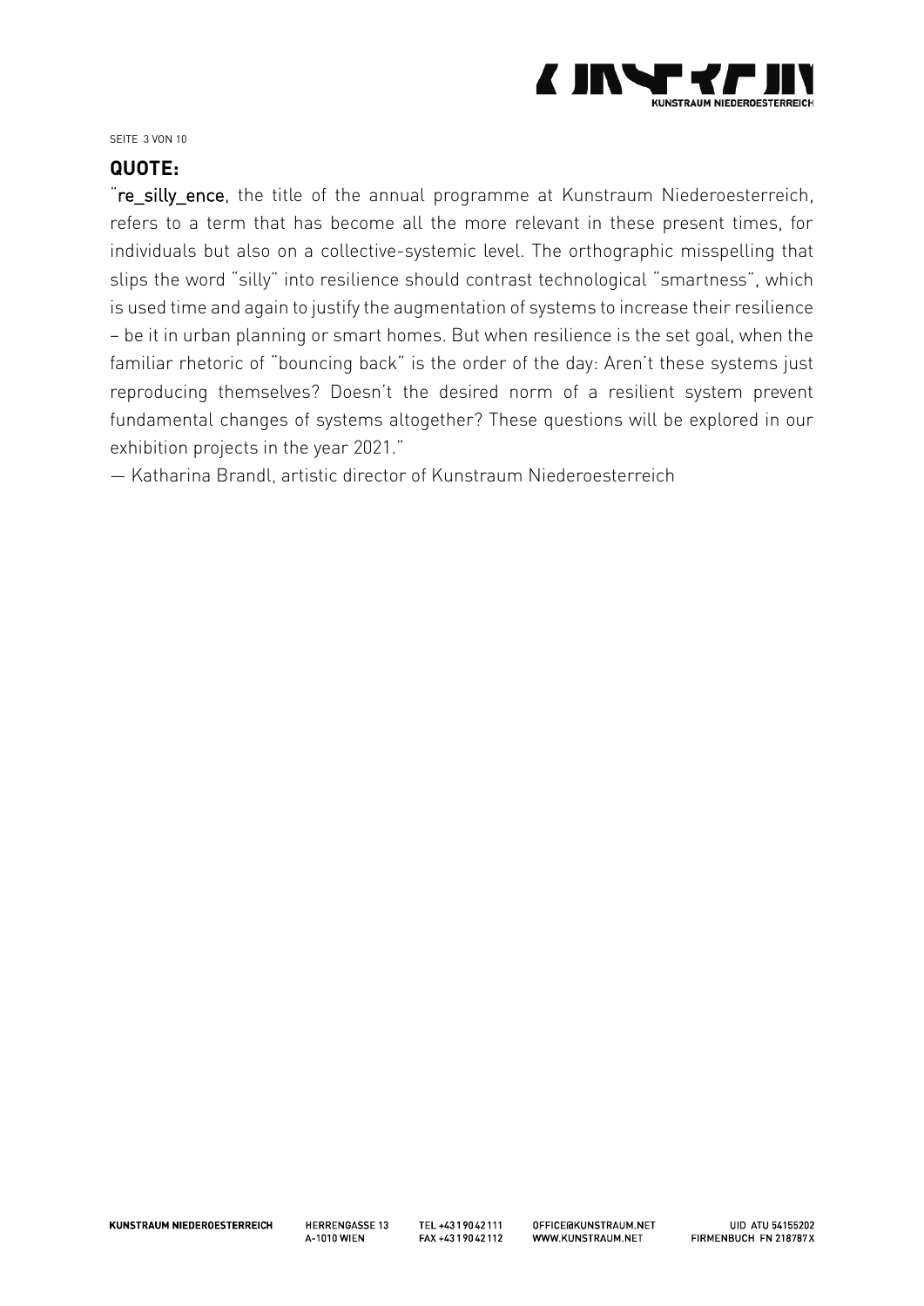**QUOTE:**

"re_silly_ence, the title of the annual programme at Kunstraum Niederoesterreich, refers to a term that has become all the more relevant in these present times, for individuals but also on a collective-systemic level. The orthographic misspelling that slips the word "silly" into resilience should contrast technological "smartness", which is used time and again to justify the augmentation of systems to increase their resilience – be it in urban planning or smart homes. But when resilience is the set goal, when the familiar rhetoric of "bouncing back" is the order of the day: Aren't these systems just reproducing themselves? Doesn't the desired norm of a resilient system prevent fundamental changes of systems altogether? These questions will be explored in our exhibition projects in the year 2021."

— Katharina Brandl, artistic director of Kunstraum Niederoesterreich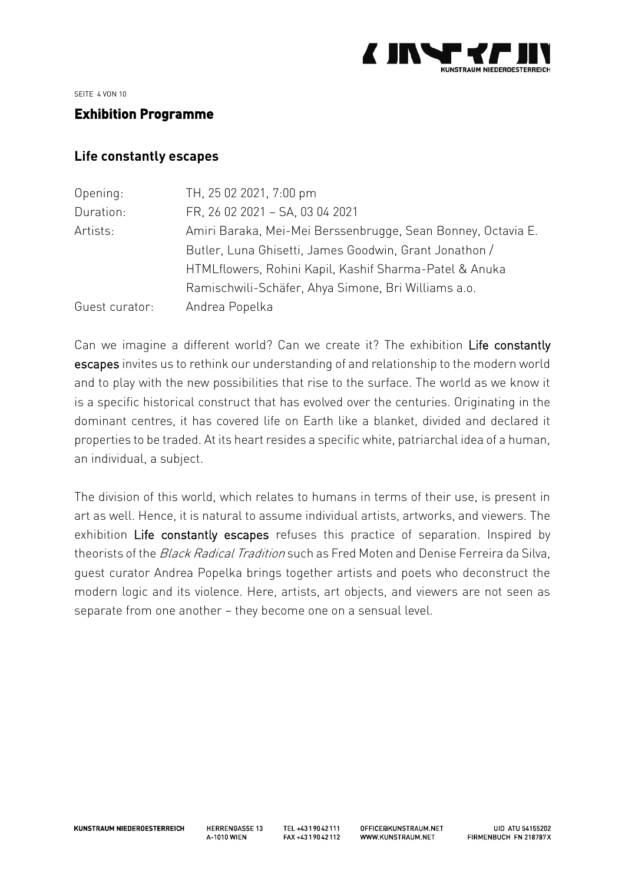## Exhibition Programme

### Life constantly escapes

| | |
|---|---|
| Opening: | TH, 25 02 2021, 7:00 pm |
| Duration: | FR, 26 02 2021 – SA, 03 04 2021 |
| Artists: | Amiri Baraka, Mei-Mei Berssenbrugge, Sean Bonney, Octavia E. Butler, Luna Ghisetti, James Goodwin, Grant Jonathon / HTMLflowers, Rohini Kapil, Kashif Sharma-Patel & Anuka Ramischwili-Schäfer, Ahya Simone, Bri Williams a.o. |
| Guest curator: | Andrea Popelka |

Can we imagine a different world? Can we create it? The exhibition Life constantly escapes invites us to rethink our understanding of and relationship to the modern world and to play with the new possibilities that rise to the surface. The world as we know it is a specific historical construct that has evolved over the centuries. Originating in the dominant centres, it has covered life on Earth like a blanket, divided and declared it properties to be traded. At its heart resides a specific white, patriarchal idea of a human, an individual, a subject.

The division of this world, which relates to humans in terms of their use, is present in art as well. Hence, it is natural to assume individual artists, artworks, and viewers. The exhibition Life constantly escapes refuses this practice of separation. Inspired by theorists of the *Black Radical Tradition* such as Fred Moten and Denise Ferreira da Silva, guest curator Andrea Popelka brings together artists and poets who deconstruct the modern logic and its violence. Here, artists, art objects, and viewers are not seen as separate from one another – they become one on a sensual level.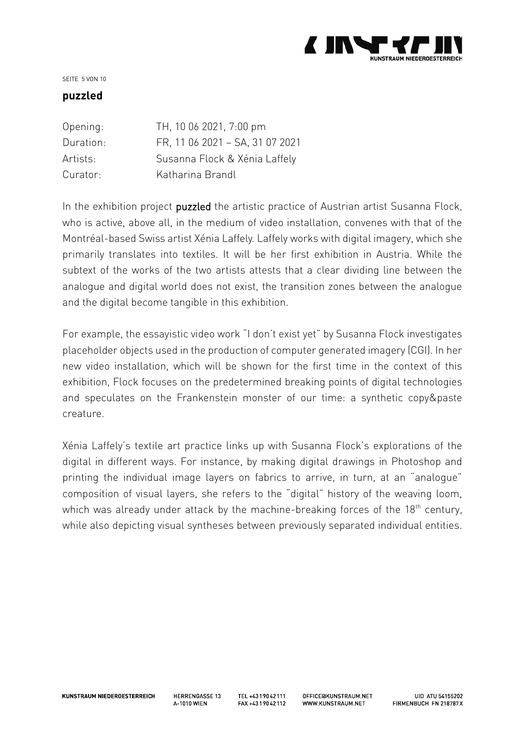## puzzled

| Opening: | TH, 10 06 2021, 7:00 pm |
| --- | --- |
| Duration: | FR, 11 06 2021 – SA, 31 07 2021 |
| Artists: | Susanna Flock & Xénia Laffely |
| Curator: | Katharina Brandl |

In the exhibition project **puzzled** the artistic practice of Austrian artist Susanna Flock, who is active, above all, in the medium of video installation, convenes with that of the Montréal-based Swiss artist Xénia Laffely. Laffely works with digital imagery, which she primarily translates into textiles. It will be her first exhibition in Austria. While the subtext of the works of the two artists attests that a clear dividing line between the analogue and digital world does not exist, the transition zones between the analogue and the digital become tangible in this exhibition.

For example, the essayistic video work "I don't exist yet" by Susanna Flock investigates placeholder objects used in the production of computer generated imagery (CGI). In her new video installation, which will be shown for the first time in the context of this exhibition, Flock focuses on the predetermined breaking points of digital technologies and speculates on the Frankenstein monster of our time: a synthetic copy&paste creature.

Xénia Laffely's textile art practice links up with Susanna Flock's explorations of the digital in different ways. For instance, by making digital drawings in Photoshop and printing the individual image layers on fabrics to arrive, in turn, at an "analogue" composition of visual layers, she refers to the "digital" history of the weaving loom, which was already under attack by the machine-breaking forces of the 18th century, while also depicting visual syntheses between previously separated individual entities.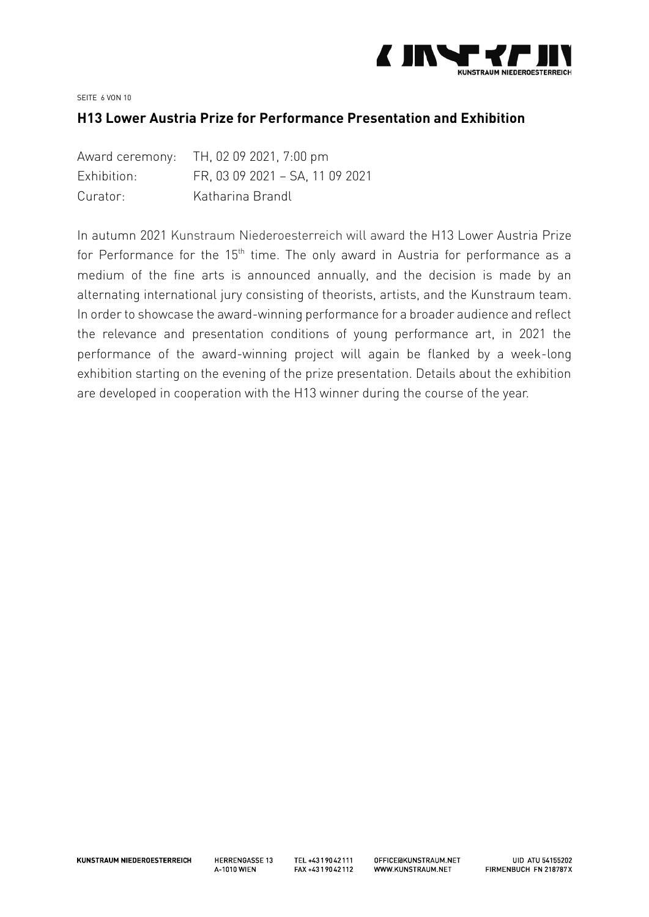## H13 Lower Austria Prize for Performance Presentation and Exhibition

Award ceremony: TH, 02 09 2021, 7:00 pm
Exhibition: FR, 03 09 2021 – SA, 11 09 2021
Curator: Katharina Brandl

In autumn 2021 Kunstraum Niederoesterreich will award the H13 Lower Austria Prize for Performance for the 15th time. The only award in Austria for performance as a medium of the fine arts is announced annually, and the decision is made by an alternating international jury consisting of theorists, artists, and the Kunstraum team. In order to showcase the award-winning performance for a broader audience and reflect the relevance and presentation conditions of young performance art, in 2021 the performance of the award-winning project will again be flanked by a week-long exhibition starting on the evening of the prize presentation. Details about the exhibition are developed in cooperation with the H13 winner during the course of the year.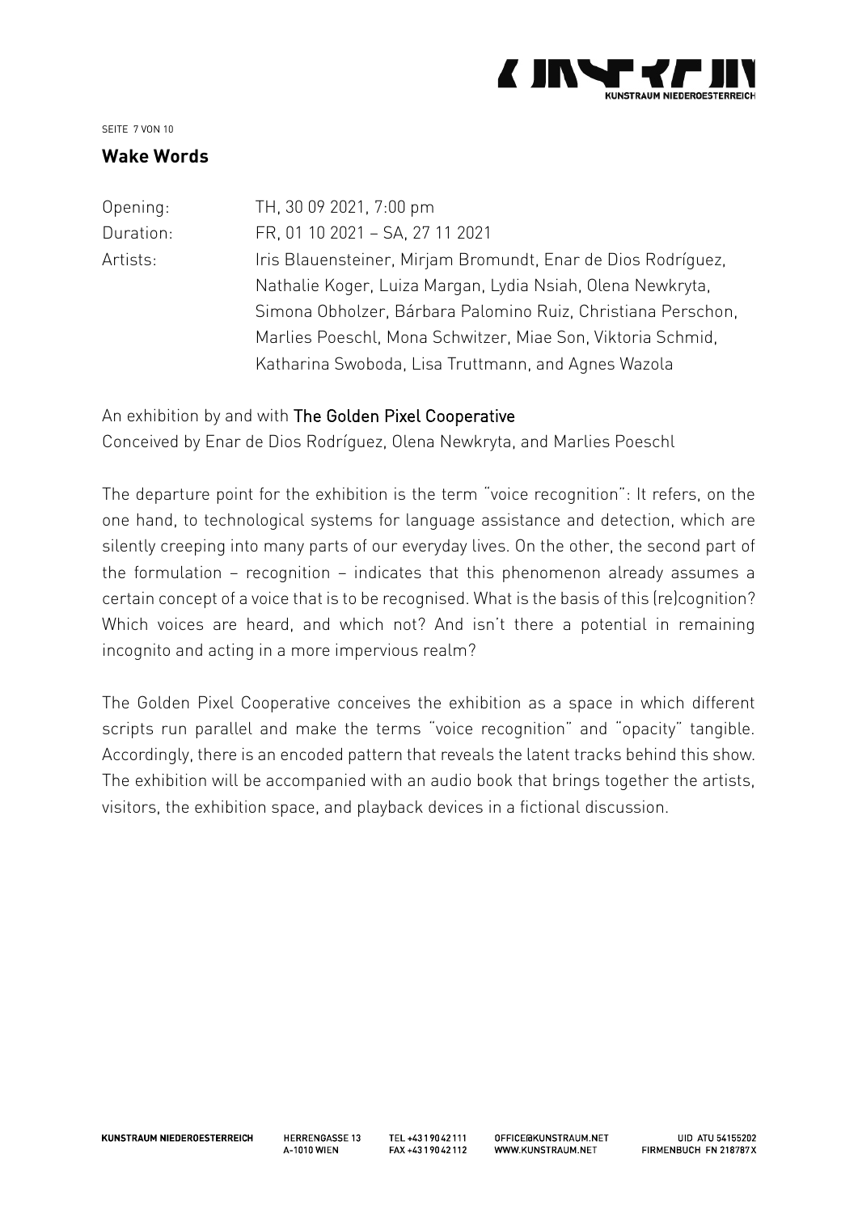## Wake Words

| | |
|---|---|
| Opening: | TH, 30 09 2021, 7:00 pm |
| Duration: | FR, 01 10 2021 – SA, 27 11 2021 |
| Artists: | Iris Blauensteiner, Mirjam Bromundt, Enar de Dios Rodríguez, Nathalie Koger, Luiza Margan, Lydia Nsiah, Olena Newkryta, Simona Obholzer, Bárbara Palomino Ruiz, Christiana Perschon, Marlies Poeschl, Mona Schwitzer, Miae Son, Viktoria Schmid, Katharina Swoboda, Lisa Truttmann, and Agnes Wazola |

An exhibition by and with The Golden Pixel Cooperative
Conceived by Enar de Dios Rodríguez, Olena Newkryta, and Marlies Poeschl

The departure point for the exhibition is the term "voice recognition": It refers, on the one hand, to technological systems for language assistance and detection, which are silently creeping into many parts of our everyday lives. On the other, the second part of the formulation – recognition – indicates that this phenomenon already assumes a certain concept of a voice that is to be recognised. What is the basis of this (re)cognition? Which voices are heard, and which not? And isn't there a potential in remaining incognito and acting in a more impervious realm?

The Golden Pixel Cooperative conceives the exhibition as a space in which different scripts run parallel and make the terms "voice recognition" and "opacity" tangible. Accordingly, there is an encoded pattern that reveals the latent tracks behind this show. The exhibition will be accompanied with an audio book that brings together the artists, visitors, the exhibition space, and playback devices in a fictional discussion.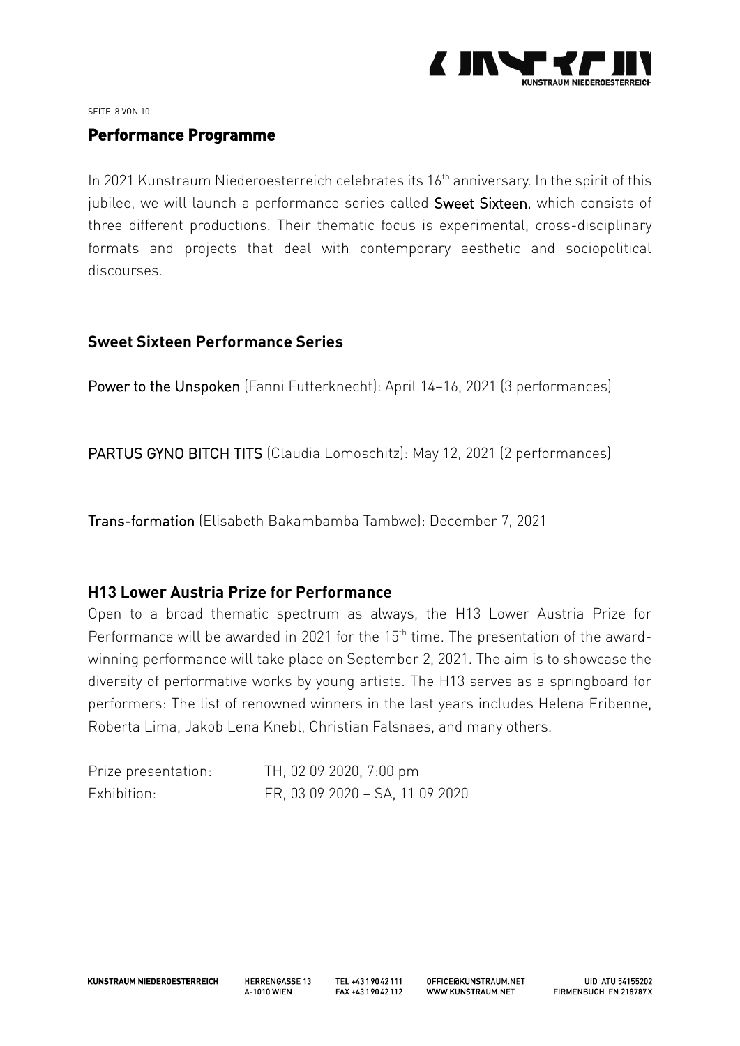## Performance Programme

In 2021 Kunstraum Niederoesterreich celebrates its 16th anniversary. In the spirit of this jubilee, we will launch a performance series called Sweet Sixteen, which consists of three different productions. Their thematic focus is experimental, cross-disciplinary formats and projects that deal with contemporary aesthetic and sociopolitical discourses.

### Sweet Sixteen Performance Series

Power to the Unspoken (Fanni Futterknecht): April 14–16, 2021 (3 performances)

PARTUS GYNO BITCH TITS (Claudia Lomoschitz): May 12, 2021 (2 performances)

Trans-formation (Elisabeth Bakambamba Tambwe): December 7, 2021

### H13 Lower Austria Prize for Performance

Open to a broad thematic spectrum as always, the H13 Lower Austria Prize for Performance will be awarded in 2021 for the 15th time. The presentation of the award-winning performance will take place on September 2, 2021. The aim is to showcase the diversity of performative works by young artists. The H13 serves as a springboard for performers: The list of renowned winners in the last years includes Helena Eribenne, Roberta Lima, Jakob Lena Knebl, Christian Falsnaes, and many others.

Prize presentation: TH, 02 09 2020, 7:00 pm
Exhibition: FR, 03 09 2020 – SA, 11 09 2020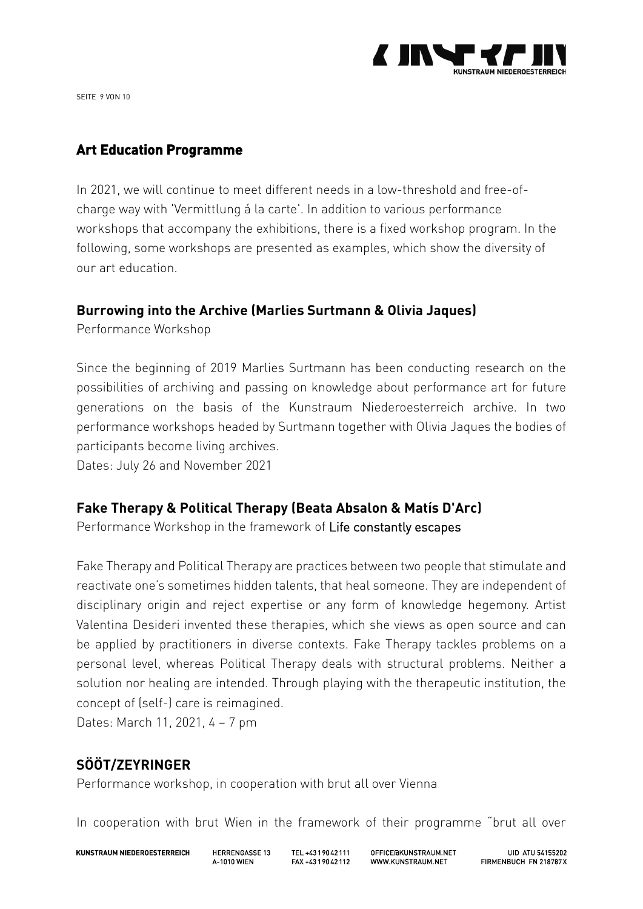## Art Education Programme

In 2021, we will continue to meet different needs in a low-threshold and free-of-charge way with 'Vermittlung á la carte'. In addition to various performance workshops that accompany the exhibitions, there is a fixed workshop program. In the following, some workshops are presented as examples, which show the diversity of our art education.

### Burrowing into the Archive (Marlies Surtmann & Olivia Jaques)

Performance Workshop

Since the beginning of 2019 Marlies Surtmann has been conducting research on the possibilities of archiving and passing on knowledge about performance art for future generations on the basis of the Kunstraum Niederoesterreich archive. In two performance workshops headed by Surtmann together with Olivia Jaques the bodies of participants become living archives.
Dates: July 26 and November 2021

### Fake Therapy & Political Therapy (Beata Absalon & Matís D'Arc)

Performance Workshop in the framework of Life constantly escapes

Fake Therapy and Political Therapy are practices between two people that stimulate and reactivate one's sometimes hidden talents, that heal someone. They are independent of disciplinary origin and reject expertise or any form of knowledge hegemony. Artist Valentina Desideri invented these therapies, which she views as open source and can be applied by practitioners in diverse contexts. Fake Therapy tackles problems on a personal level, whereas Political Therapy deals with structural problems. Neither a solution nor healing are intended. Through playing with the therapeutic institution, the concept of (self-) care is reimagined.
Dates: March 11, 2021, 4 – 7 pm

### SÖÖT/ZEYRINGER

Performance workshop, in cooperation with brut all over Vienna

In cooperation with brut Wien in the framework of their programme "brut all over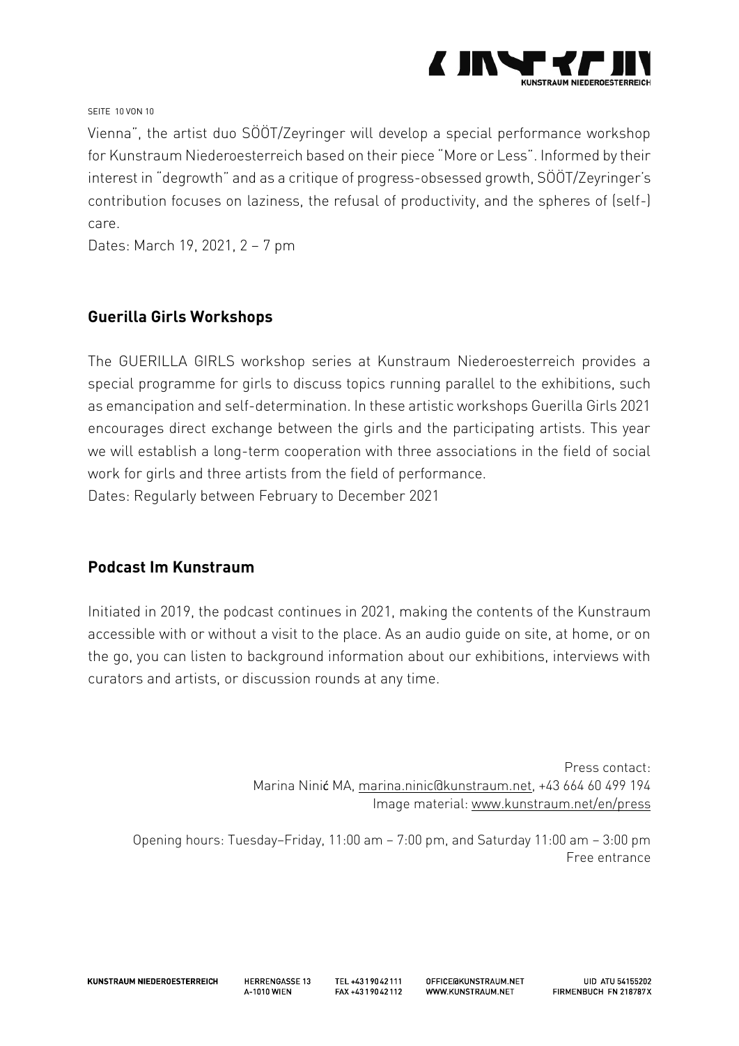Vienna", the artist duo SÖÖT/Zeyringer will develop a special performance workshop for Kunstraum Niederoesterreich based on their piece "More or Less". Informed by their interest in "degrowth" and as a critique of progress-obsessed growth, SÖÖT/Zeyringer's contribution focuses on laziness, the refusal of productivity, and the spheres of (self-) care.

Dates: March 19, 2021, 2 – 7 pm

## Guerilla Girls Workshops

The GUERILLA GIRLS workshop series at Kunstraum Niederoesterreich provides a special programme for girls to discuss topics running parallel to the exhibitions, such as emancipation and self-determination. In these artistic workshops Guerilla Girls 2021 encourages direct exchange between the girls and the participating artists. This year we will establish a long-term cooperation with three associations in the field of social work for girls and three artists from the field of performance.

Dates: Regularly between February to December 2021

## Podcast Im Kunstraum

Initiated in 2019, the podcast continues in 2021, making the contents of the Kunstraum accessible with or without a visit to the place. As an audio guide on site, at home, or on the go, you can listen to background information about our exhibitions, interviews with curators and artists, or discussion rounds at any time.

Press contact:
Marina Ninić MA, marina.ninic@kunstraum.net, +43 664 60 499 194
Image material: www.kunstraum.net/en/press

Opening hours: Tuesday–Friday, 11:00 am – 7:00 pm, and Saturday 11:00 am – 3:00 pm
Free entrance